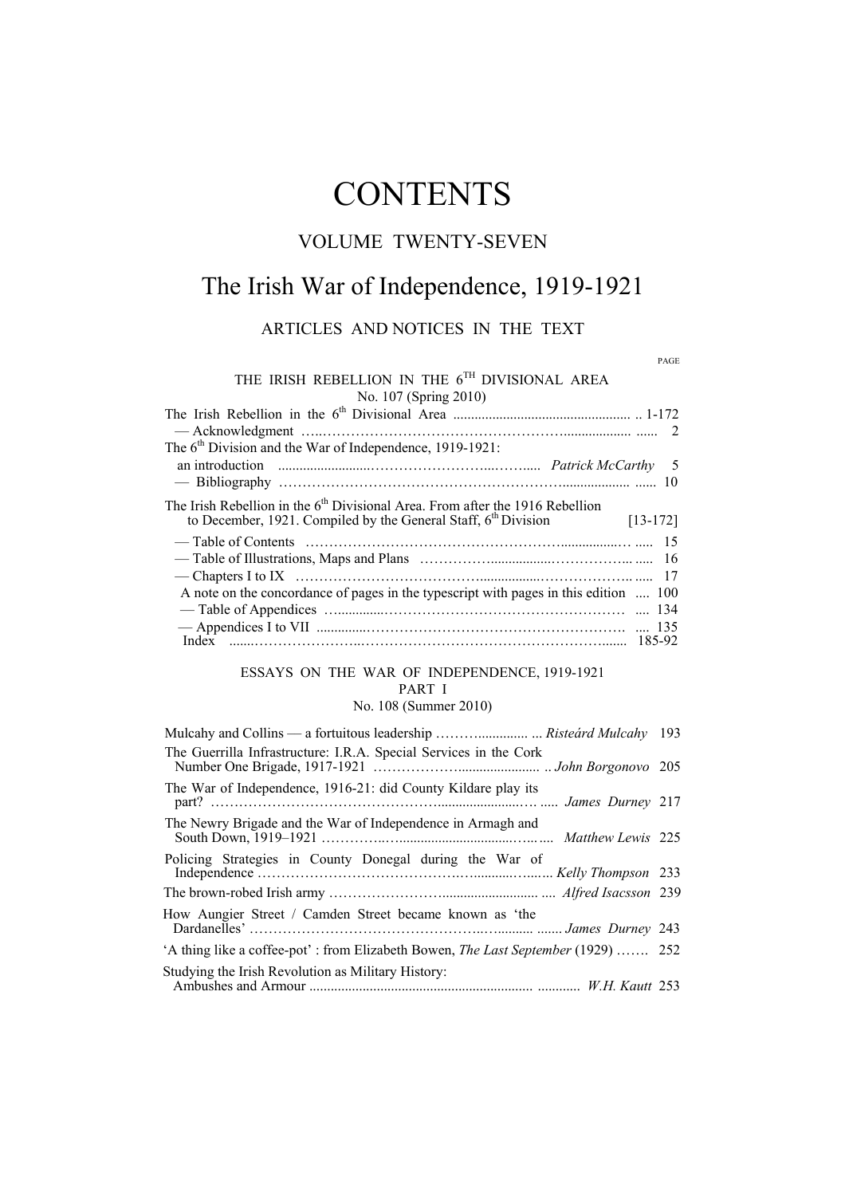# CONTENTS

## VOLUME TWENTY-SEVEN

## The Irish War of Independence, 1919-1921

### ARTICLES AND NOTICES IN THE TEXT

PAGE

THE IRISH REBELLION IN THE 6TH DIVISIONAL AREA
No. 107 (Spring 2010)

The Irish Rebellion in the 6th Divisional Area .................................................. .. 1-172
— Acknowledgment …..……………………………………………….................. ...... 2
The 6th Division and the War of Independence, 1919-1921:
an introduction ........................……………………...……..... *Patrick McCarthy* 5
— Bibliography ………………………………………………….................. ...... 10

The Irish Rebellion in the 6th Divisional Area. From after the 1916 Rebellion to December, 1921. Compiled by the General Staff, 6th Division [13-172]

— Table of Contents ……………………………………………................… ..... 15
— Table of Illustrations, Maps and Plans ……………................……………... ..... 16
— Chapters I to IX …………………………………..................……………….. ..... 17
A note on the concordance of pages in the typescript with pages in this edition .... 100
— Table of Appendices …...............…………………………………………… .... 134
— Appendices I to VII ..............……………………………………………… .... 135
Index .......……………………..……………………………………………....... 185-92

ESSAYS ON THE WAR OF INDEPENDENCE, 1919-1921
PART I
No. 108 (Summer 2010)

Mulcahy and Collins — a fortuitous leadership ………............... ... *Risteárd Mulcahy* 193

The Guerrilla Infrastructure: I.R.A. Special Services in the Cork Number One Brigade, 1917-1921 ……………….…................... .. *John Borgonovo* 205

The War of Independence, 1916-21: did County Kildare play its part? ……………………………………........................…..... *James Durney* 217

The Newry Brigade and the War of Independence in Armagh and South Down, 1919–1921 ……….…..…..............................…..…... *Matthew Lewis* 225

Policing Strategies in County Donegal during the War of Independence ……………………………………..….........…...…. *Kelly Thompson* 233

The brown-robed Irish army ……………………............................ .... *Alfred Isacsson* 239

How Aungier Street / Camden Street became known as 'the Dardanelles' ………………………………………..…........... ....... *James Durney* 243

'A thing like a coffee-pot' : from Elizabeth Bowen, *The Last September* (1929) ……. 252

Studying the Irish Revolution as Military History: Ambushes and Armour ............................................................. ............ *W.H. Kautt* 253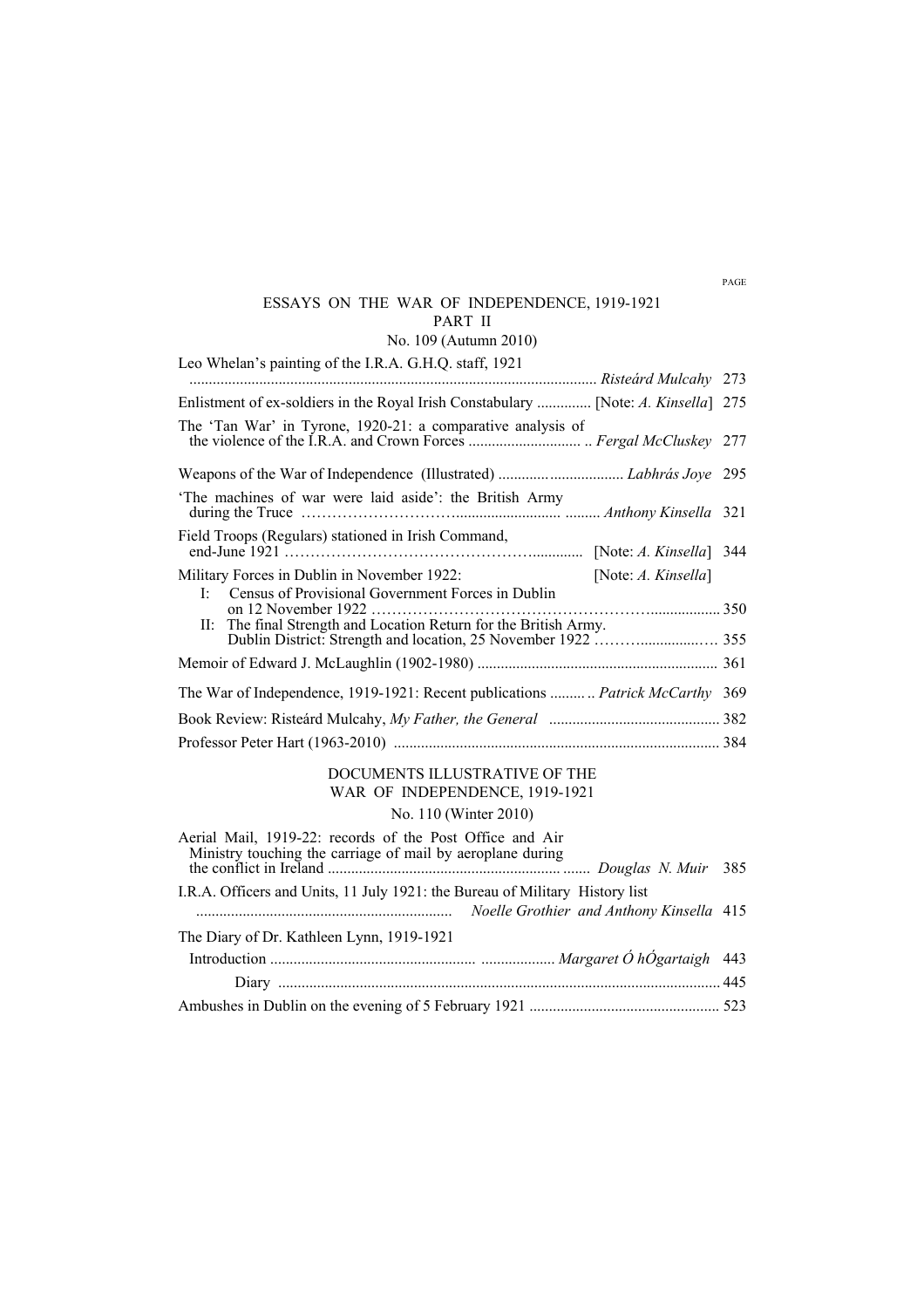PAGE

## ESSAYS ON THE WAR OF INDEPENDENCE, 1919-1921
### PART II
### No. 109 (Autumn 2010)

Leo Whelan's painting of the I.R.A. G.H.Q. staff, 1921 ........................................................................................................ *Risteárd Mulcahy* 273

Enlistment of ex-soldiers in the Royal Irish Constabulary .............. [Note: *A. Kinsella*] 275

The 'Tan War' in Tyrone, 1920-21: a comparative analysis of the violence of the I.R.A. and Crown Forces ............................. .. *Fergal McCluskey* 277

Weapons of the War of Independence (Illustrated) ............... ................... *Labhrás Joye* 295

'The machines of war were laid aside': the British Army during the Truce ……………………….......................... ......... *Anthony Kinsella* 321

Field Troops (Regulars) stationed in Irish Command, end-June 1921 …………………………………………............ [Note: *A. Kinsella*] 344

Military Forces in Dublin in November 1922: [Note: *A. Kinsella*]

- I: Census of Provisional Government Forces in Dublin on 12 November 1922 ……………………………………………….................. 350
- II: The final Strength and Location Return for the British Army. Dublin District: Strength and location, 25 November 1922 ………...............… 355

Memoir of Edward J. McLaughlin (1902-1980) ............................................................. 361

The War of Independence, 1919-1921: Recent publications ......... .. *Patrick McCarthy* 369

Book Review: Risteárd Mulcahy, *My Father, the General* ............................................ 382

Professor Peter Hart (1963-2010) ................................................................................... 384

## DOCUMENTS ILLUSTRATIVE OF THE WAR OF INDEPENDENCE, 1919-1921
### No. 110 (Winter 2010)

Aerial Mail, 1919-22: records of the Post Office and Air Ministry touching the carriage of mail by aeroplane during the conflict in Ireland ............................................................ ....... *Douglas N. Muir* 385

I.R.A. Officers and Units, 11 July 1921: the Bureau of Military History list ................................................................. *Noelle Grothier and Anthony Kinsella* 415

The Diary of Dr. Kathleen Lynn, 1919-1921

Introduction ..................................................... .................. *Margaret Ó hÓgartaigh* 443

Diary ................................................................................................................. 445

Ambushes in Dublin on the evening of 5 February 1921 ................................................ 523